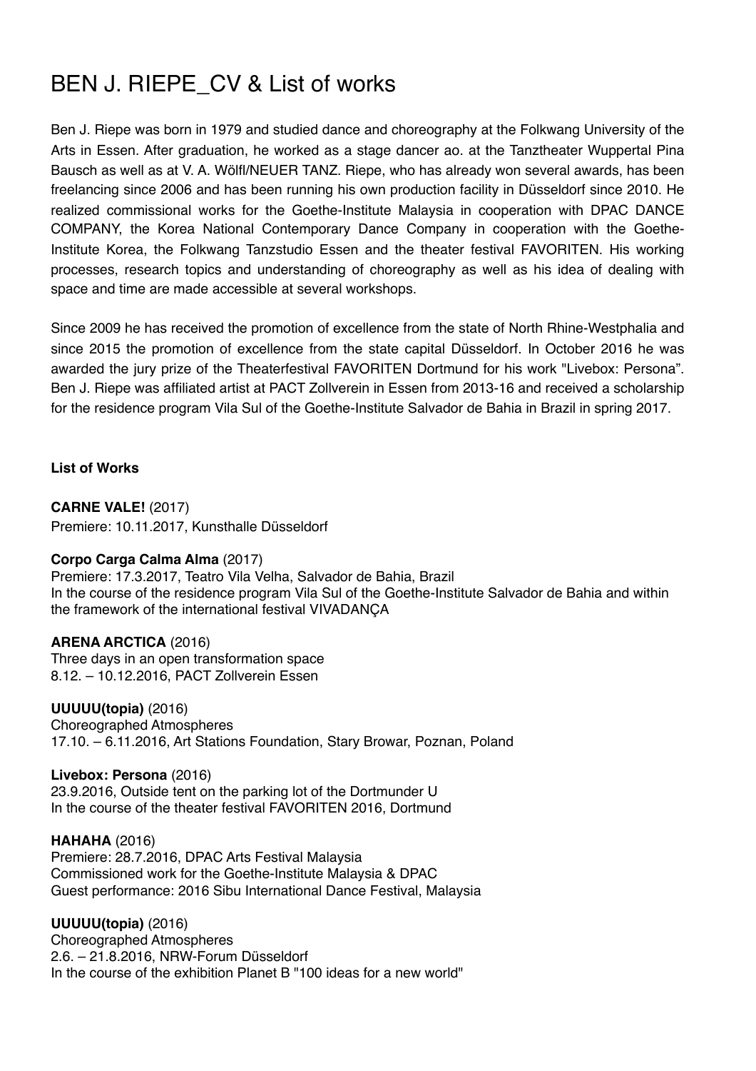# BEN J. RIEPE_CV & List of works

Ben J. Riepe was born in 1979 and studied dance and choreography at the Folkwang University of the Arts in Essen. After graduation, he worked as a stage dancer ao. at the Tanztheater Wuppertal Pina Bausch as well as at V. A. Wölfl/NEUER TANZ. Riepe, who has already won several awards, has been freelancing since 2006 and has been running his own production facility in Düsseldorf since 2010. He realized commissional works for the Goethe-Institute Malaysia in cooperation with DPAC DANCE COMPANY, the Korea National Contemporary Dance Company in cooperation with the Goethe-Institute Korea, the Folkwang Tanzstudio Essen and the theater festival FAVORITEN. His working processes, research topics and understanding of choreography as well as his idea of dealing with space and time are made accessible at several workshops.

Since 2009 he has received the promotion of excellence from the state of North Rhine-Westphalia and since 2015 the promotion of excellence from the state capital Düsseldorf. In October 2016 he was awarded the jury prize of the Theaterfestival FAVORITEN Dortmund for his work "Livebox: Persona". Ben J. Riepe was affiliated artist at PACT Zollverein in Essen from 2013-16 and received a scholarship for the residence program Vila Sul of the Goethe-Institute Salvador de Bahia in Brazil in spring 2017.

**List of Works**

**CARNE VALE!** (2017)
Premiere: 10.11.2017, Kunsthalle Düsseldorf

**Corpo Carga Calma Alma** (2017)
Premiere: 17.3.2017, Teatro Vila Velha, Salvador de Bahia, Brazil
In the course of the residence program Vila Sul of the Goethe-Institute Salvador de Bahia and within the framework of the international festival VIVADANÇA

**ARENA ARCTICA** (2016)
Three days in an open transformation space
8.12. – 10.12.2016, PACT Zollverein Essen

**UUUUU(topia)** (2016)
Choreographed Atmospheres
17.10. – 6.11.2016, Art Stations Foundation, Stary Browar, Poznan, Poland

**Livebox: Persona** (2016)
23.9.2016, Outside tent on the parking lot of the Dortmunder U
In the course of the theater festival FAVORITEN 2016, Dortmund

**HAHAHA** (2016)
Premiere: 28.7.2016, DPAC Arts Festival Malaysia
Commissioned work for the Goethe-Institute Malaysia & DPAC
Guest performance: 2016 Sibu International Dance Festival, Malaysia

**UUUUU(topia)** (2016)
Choreographed Atmospheres
2.6. – 21.8.2016, NRW-Forum Düsseldorf
In the course of the exhibition Planet B "100 ideas for a new world"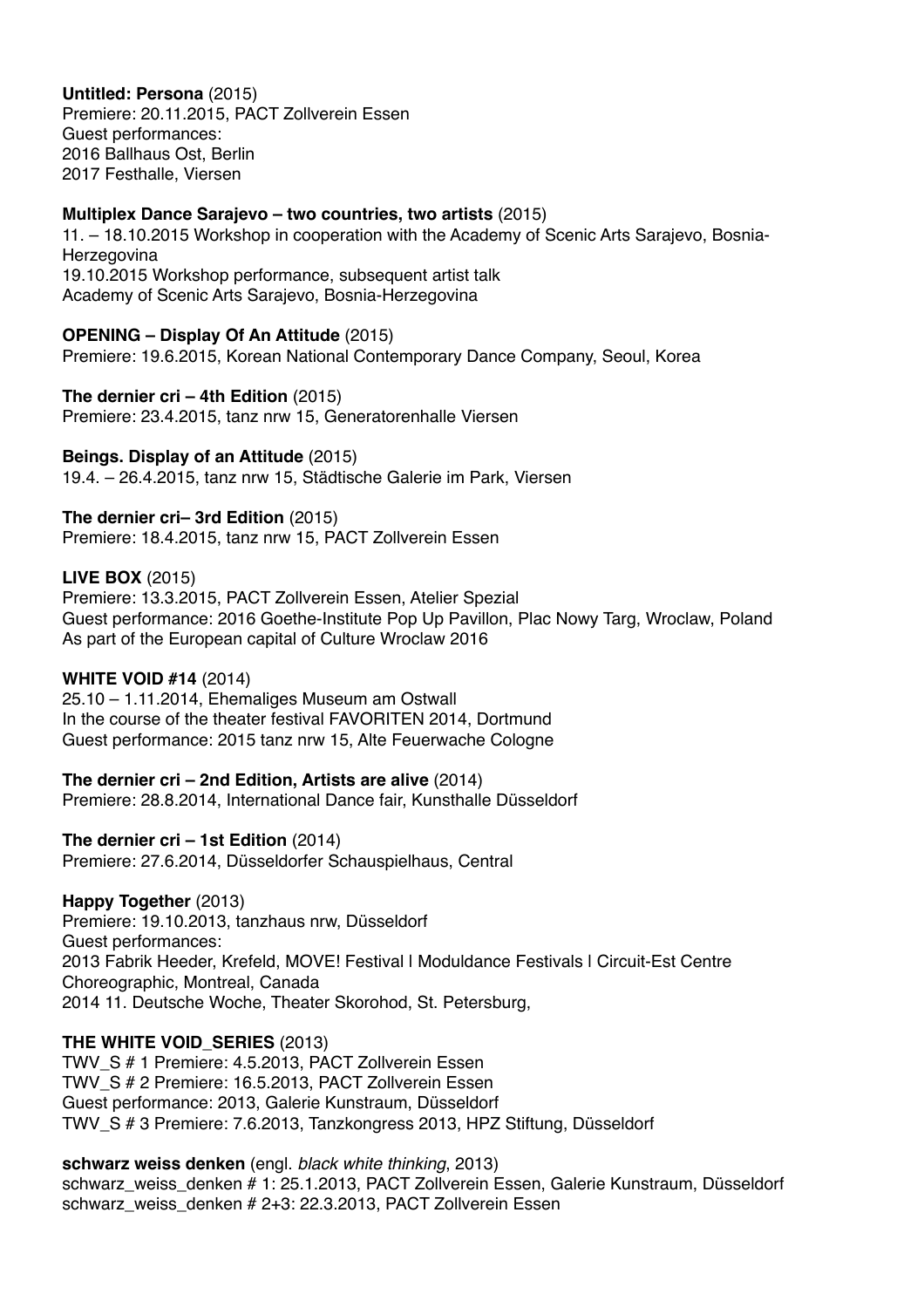**Untitled: Persona** (2015)
Premiere: 20.11.2015, PACT Zollverein Essen
Guest performances:
2016 Ballhaus Ost, Berlin
2017 Festhalle, Viersen

**Multiplex Dance Sarajevo – two countries, two artists** (2015)
11. – 18.10.2015 Workshop in cooperation with the Academy of Scenic Arts Sarajevo, Bosnia-Herzegovina
19.10.2015 Workshop performance, subsequent artist talk
Academy of Scenic Arts Sarajevo, Bosnia-Herzegovina

**OPENING – Display Of An Attitude** (2015)
Premiere: 19.6.2015, Korean National Contemporary Dance Company, Seoul, Korea

**The dernier cri – 4th Edition** (2015)
Premiere: 23.4.2015, tanz nrw 15, Generatorenhalle Viersen

**Beings. Display of an Attitude** (2015)
19.4. – 26.4.2015, tanz nrw 15, Städtische Galerie im Park, Viersen

**The dernier cri– 3rd Edition** (2015)
Premiere: 18.4.2015, tanz nrw 15, PACT Zollverein Essen

**LIVE BOX** (2015)
Premiere: 13.3.2015, PACT Zollverein Essen, Atelier Spezial
Guest performance: 2016 Goethe-Institute Pop Up Pavillon, Plac Nowy Targ, Wroclaw, Poland
As part of the European capital of Culture Wroclaw 2016

**WHITE VOID #14** (2014)
25.10 – 1.11.2014, Ehemaliges Museum am Ostwall
In the course of the theater festival FAVORITEN 2014, Dortmund
Guest performance: 2015 tanz nrw 15, Alte Feuerwache Cologne

**The dernier cri – 2nd Edition, Artists are alive** (2014)
Premiere: 28.8.2014, International Dance fair, Kunsthalle Düsseldorf

**The dernier cri – 1st Edition** (2014)
Premiere: 27.6.2014, Düsseldorfer Schauspielhaus, Central

**Happy Together** (2013)
Premiere: 19.10.2013, tanzhaus nrw, Düsseldorf
Guest performances:
2013 Fabrik Heeder, Krefeld, MOVE! Festival | Moduldance Festivals | Circuit-Est Centre Choreographic, Montreal, Canada
2014 11. Deutsche Woche, Theater Skorohod, St. Petersburg,

**THE WHITE VOID_SERIES** (2013)
TWV_S # 1 Premiere: 4.5.2013, PACT Zollverein Essen
TWV_S # 2 Premiere: 16.5.2013, PACT Zollverein Essen
Guest performance: 2013, Galerie Kunstraum, Düsseldorf
TWV_S # 3 Premiere: 7.6.2013, Tanzkongress 2013, HPZ Stiftung, Düsseldorf

**schwarz weiss denken** (engl. *black white thinking*, 2013)
schwarz_weiss_denken # 1: 25.1.2013, PACT Zollverein Essen, Galerie Kunstraum, Düsseldorf
schwarz_weiss_denken # 2+3: 22.3.2013, PACT Zollverein Essen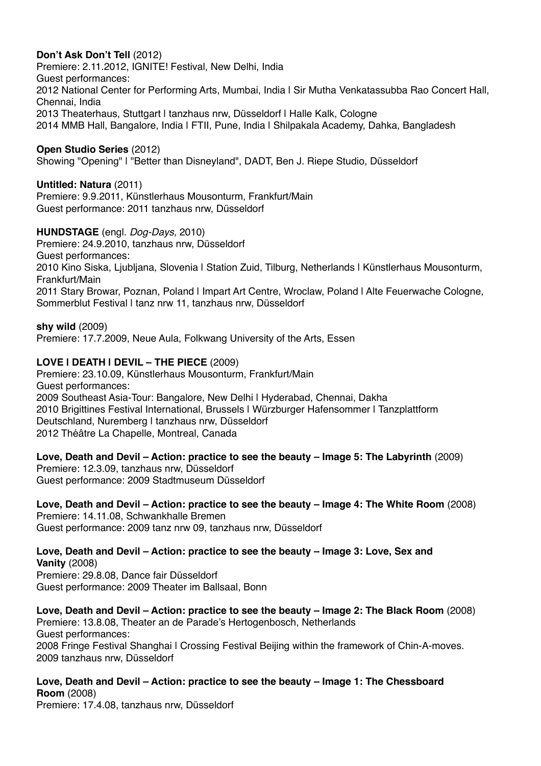**Don't Ask Don't Tell** (2012)
Premiere: 2.11.2012, IGNITE! Festival, New Delhi, India
Guest performances:
2012 National Center for Performing Arts, Mumbai, India | Sir Mutha Venkatassubba Rao Concert Hall, Chennai, India
2013 Theaterhaus, Stuttgart | tanzhaus nrw, Düsseldorf | Halle Kalk, Cologne
2014 MMB Hall, Bangalore, India | FTII, Pune, India | Shilpakala Academy, Dahka, Bangladesh

**Open Studio Series** (2012)
Showing "Opening" | "Better than Disneyland", DADT, Ben J. Riepe Studio, Düsseldorf

**Untitled: Natura** (2011)
Premiere: 9.9.2011, Künstlerhaus Mousonturm, Frankfurt/Main
Guest performance: 2011 tanzhaus nrw, Düsseldorf

**HUNDSTAGE** (engl. *Dog-Days,* 2010)
Premiere: 24.9.2010, tanzhaus nrw, Düsseldorf
Guest performances:
2010 Kino Siska, Ljubljana, Slovenia | Station Zuid, Tilburg, Netherlands | Künstlerhaus Mousonturm, Frankfurt/Main
2011 Stary Browar, Poznan, Poland | Impart Art Centre, Wroclaw, Poland | Alte Feuerwache Cologne, Sommerblut Festival | tanz nrw 11, tanzhaus nrw, Düsseldorf

**shy wild** (2009)
Premiere: 17.7.2009, Neue Aula, Folkwang University of the Arts, Essen

**LOVE | DEATH | DEVIL – THE PIECE** (2009)
Premiere: 23.10.09, Künstlerhaus Mousonturm, Frankfurt/Main
Guest performances:
2009 Southeast Asia-Tour: Bangalore, New Delhi | Hyderabad, Chennai, Dakha
2010 Brigittines Festival International, Brussels | Würzburger Hafensommer | Tanzplattform Deutschland, Nuremberg | tanzhaus nrw, Düsseldorf
2012 Théâtre La Chapelle, Montreal, Canada

**Love, Death and Devil – Action: practice to see the beauty – Image 5: The Labyrinth** (2009)
Premiere: 12.3.09, tanzhaus nrw, Düsseldorf
Guest performance: 2009 Stadtmuseum Düsseldorf

**Love, Death and Devil – Action: practice to see the beauty – Image 4: The White Room** (2008)
Premiere: 14.11.08, Schwankhalle Bremen
Guest performance: 2009 tanz nrw 09, tanzhaus nrw, Düsseldorf

**Love, Death and Devil – Action: practice to see the beauty – Image 3: Love, Sex and Vanity** (2008)
Premiere: 29.8.08, Dance fair Düsseldorf
Guest performance: 2009 Theater im Ballsaal, Bonn

**Love, Death and Devil – Action: practice to see the beauty – Image 2: The Black Room** (2008)
Premiere: 13.8.08, Theater an de Parade's Hertogenbosch, Netherlands
Guest performances:
2008 Fringe Festival Shanghai | Crossing Festival Beijing within the framework of Chin-A-moves.
2009 tanzhaus nrw, Düsseldorf

**Love, Death and Devil – Action: practice to see the beauty – Image 1: The Chessboard Room** (2008)
Premiere: 17.4.08, tanzhaus nrw, Düsseldorf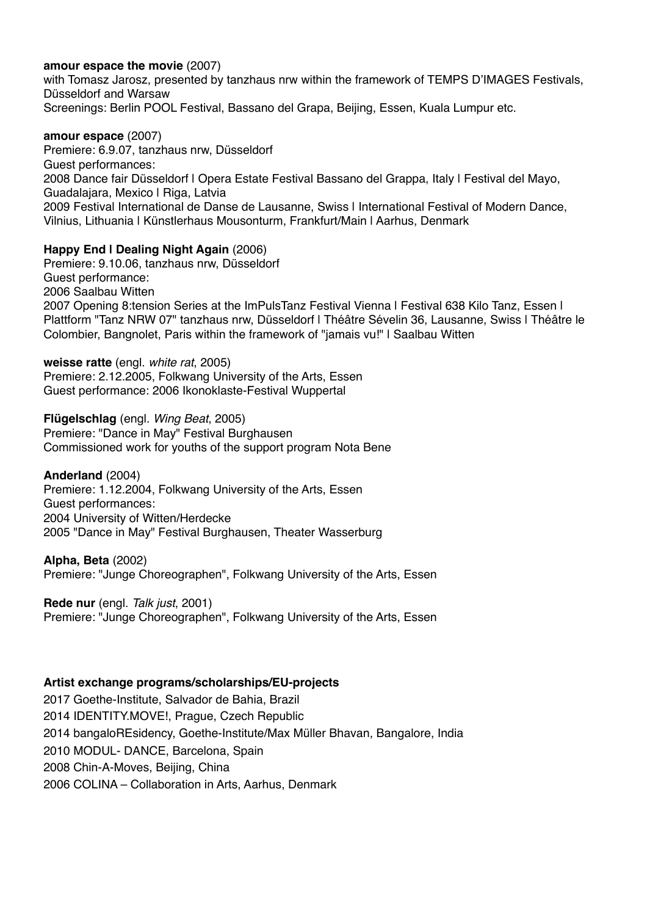**amour espace the movie** (2007)
with Tomasz Jarosz, presented by tanzhaus nrw within the framework of TEMPS D'IMAGES Festivals, Düsseldorf and Warsaw
Screenings: Berlin POOL Festival, Bassano del Grapa, Beijing, Essen, Kuala Lumpur etc.

**amour espace** (2007)
Premiere: 6.9.07, tanzhaus nrw, Düsseldorf
Guest performances:
2008 Dance fair Düsseldorf | Opera Estate Festival Bassano del Grappa, Italy | Festival del Mayo, Guadalajara, Mexico | Riga, Latvia
2009 Festival International de Danse de Lausanne, Swiss | International Festival of Modern Dance, Vilnius, Lithuania | Künstlerhaus Mousonturm, Frankfurt/Main | Aarhus, Denmark

**Happy End | Dealing Night Again** (2006)
Premiere: 9.10.06, tanzhaus nrw, Düsseldorf
Guest performance:
2006 Saalbau Witten
2007 Opening 8:tension Series at the ImPulsTanz Festival Vienna | Festival 638 Kilo Tanz, Essen | Plattform "Tanz NRW 07" tanzhaus nrw, Düsseldorf | Théâtre Sévelin 36, Lausanne, Swiss | Théâtre le Colombier, Bangnolet, Paris within the framework of "jamais vu!" | Saalbau Witten

**weisse ratte** (engl. *white rat*, 2005)
Premiere: 2.12.2005, Folkwang University of the Arts, Essen
Guest performance: 2006 Ikonoklaste-Festival Wuppertal

**Flügelschlag** (engl. *Wing Beat*, 2005)
Premiere: "Dance in May" Festival Burghausen
Commissioned work for youths of the support program Nota Bene

**Anderland** (2004)
Premiere: 1.12.2004, Folkwang University of the Arts, Essen
Guest performances:
2004 University of Witten/Herdecke
2005 "Dance in May" Festival Burghausen, Theater Wasserburg

**Alpha, Beta** (2002)
Premiere: "Junge Choreographen", Folkwang University of the Arts, Essen

**Rede nur** (engl. *Talk just*, 2001)
Premiere: "Junge Choreographen", Folkwang University of the Arts, Essen

**Artist exchange programs/scholarships/EU-projects**

2017 Goethe-Institute, Salvador de Bahia, Brazil
2014 IDENTITY.MOVE!, Prague, Czech Republic
2014 bangaloREsidency, Goethe-Institute/Max Müller Bhavan, Bangalore, India
2010 MODUL- DANCE, Barcelona, Spain
2008 Chin-A-Moves, Beijing, China
2006 COLINA – Collaboration in Arts, Aarhus, Denmark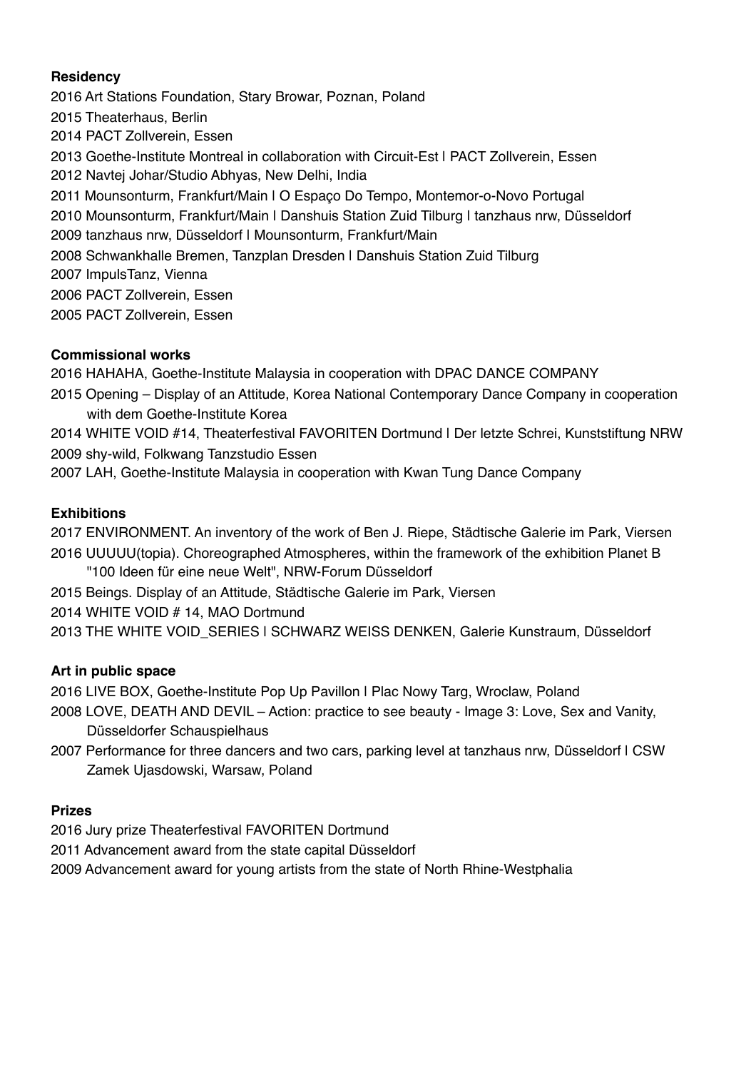**Residency**

2016 Art Stations Foundation, Stary Browar, Poznan, Poland
2015 Theaterhaus, Berlin
2014 PACT Zollverein, Essen
2013 Goethe-Institute Montreal in collaboration with Circuit-Est | PACT Zollverein, Essen
2012 Navtej Johar/Studio Abhyas, New Delhi, India
2011 Mounsonturm, Frankfurt/Main | O Espaço Do Tempo, Montemor-o-Novo Portugal
2010 Mounsonturm, Frankfurt/Main | Danshuis Station Zuid Tilburg | tanzhaus nrw, Düsseldorf
2009 tanzhaus nrw, Düsseldorf | Mounsonturm, Frankfurt/Main
2008 Schwankhalle Bremen, Tanzplan Dresden | Danshuis Station Zuid Tilburg
2007 ImpulsTanz, Vienna
2006 PACT Zollverein, Essen
2005 PACT Zollverein, Essen

**Commissional works**

2016 HAHAHA, Goethe-Institute Malaysia in cooperation with DPAC DANCE COMPANY
2015 Opening – Display of an Attitude, Korea National Contemporary Dance Company in cooperation with dem Goethe-Institute Korea
2014 WHITE VOID #14, Theaterfestival FAVORITEN Dortmund | Der letzte Schrei, Kunststiftung NRW
2009 shy-wild, Folkwang Tanzstudio Essen
2007 LAH, Goethe-Institute Malaysia in cooperation with Kwan Tung Dance Company

**Exhibitions**

2017 ENVIRONMENT. An inventory of the work of Ben J. Riepe, Städtische Galerie im Park, Viersen
2016 UUUUU(topia). Choreographed Atmospheres, within the framework of the exhibition Planet B "100 Ideen für eine neue Welt", NRW-Forum Düsseldorf
2015 Beings. Display of an Attitude, Städtische Galerie im Park, Viersen
2014 WHITE VOID # 14, MAO Dortmund
2013 THE WHITE VOID_SERIES | SCHWARZ WEISS DENKEN, Galerie Kunstraum, Düsseldorf

**Art in public space**

2016 LIVE BOX, Goethe-Institute Pop Up Pavillon | Plac Nowy Targ, Wroclaw, Poland
2008 LOVE, DEATH AND DEVIL – Action: practice to see beauty - Image 3: Love, Sex and Vanity, Düsseldorfer Schauspielhaus
2007 Performance for three dancers and two cars, parking level at tanzhaus nrw, Düsseldorf | CSW Zamek Ujasdowski, Warsaw, Poland

**Prizes**

2016 Jury prize Theaterfestival FAVORITEN Dortmund
2011 Advancement award from the state capital Düsseldorf
2009 Advancement award for young artists from the state of North Rhine-Westphalia